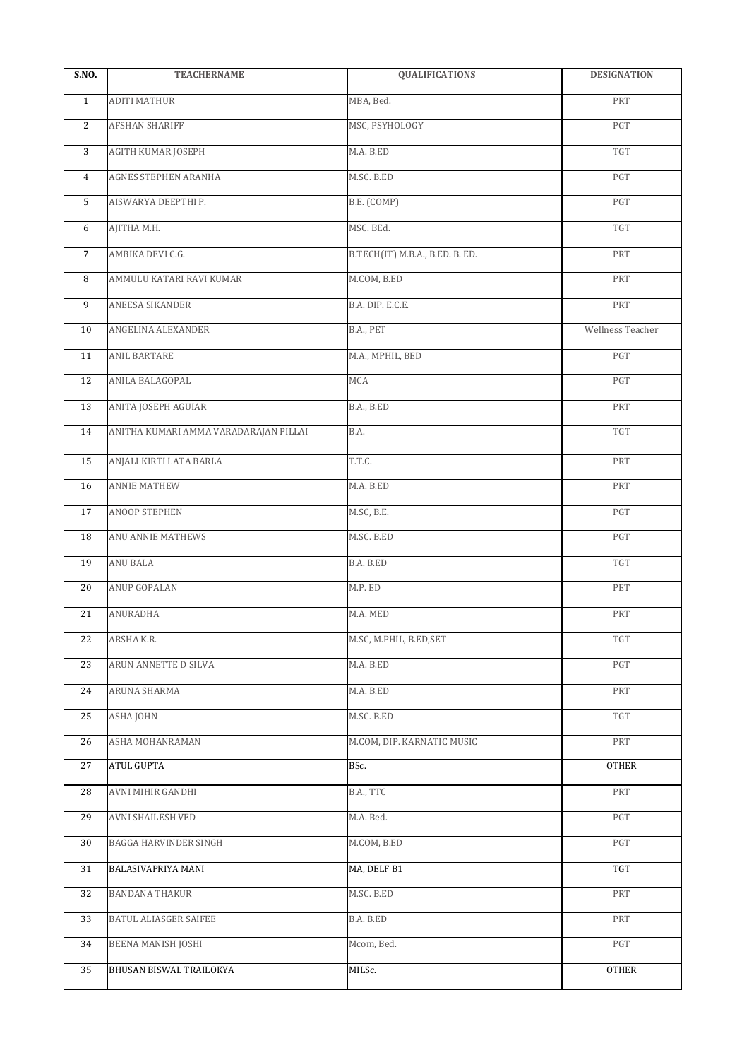| S.NO. | TEACHERNAME | QUALIFICATIONS | DESIGNATION |
|---|---|---|---|
| 1 | ADITI MATHUR | MBA, Bed. | PRT |
| 2 | AFSHAN SHARIFF | MSC, PSYHOLOGY | PGT |
| 3 | AGITH KUMAR JOSEPH | M.A. B.ED | TGT |
| 4 | AGNES STEPHEN ARANHA | M.SC. B.ED | PGT |
| 5 | AISWARYA DEEPTHI P. | B.E. (COMP) | PGT |
| 6 | AJITHA M.H. | MSC. BEd. | TGT |
| 7 | AMBIKA DEVI C.G. | B.TECH(IT) M.B.A., B.ED. B. ED. | PRT |
| 8 | AMMULU KATARI RAVI KUMAR | M.COM, B.ED | PRT |
| 9 | ANEESA SIKANDER | B.A. DIP. E.C.E. | PRT |
| 10 | ANGELINA ALEXANDER | B.A., PET | Wellness Teacher |
| 11 | ANIL BARTARE | M.A., MPHIL, BED | PGT |
| 12 | ANILA BALAGOPAL | MCA | PGT |
| 13 | ANITA JOSEPH AGUIAR | B.A., B.ED | PRT |
| 14 | ANITHA KUMARI AMMA VARADARAJAN PILLAI | B.A. | TGT |
| 15 | ANJALI KIRTI LATA BARLA | T.T.C. | PRT |
| 16 | ANNIE MATHEW | M.A. B.ED | PRT |
| 17 | ANOOP STEPHEN | M.SC, B.E. | PGT |
| 18 | ANU ANNIE MATHEWS | M.SC. B.ED | PGT |
| 19 | ANU BALA | B.A. B.ED | TGT |
| 20 | ANUP GOPALAN | M.P. ED | PET |
| 21 | ANURADHA | M.A. MED | PRT |
| 22 | ARSHA K.R. | M.SC, M.PHIL, B.ED,SET | TGT |
| 23 | ARUN ANNETTE D SILVA | M.A. B.ED | PGT |
| 24 | ARUNA SHARMA | M.A. B.ED | PRT |
| 25 | ASHA JOHN | M.SC. B.ED | TGT |
| 26 | ASHA MOHANRAMAN | M.COM, DIP. KARNATIC MUSIC | PRT |
| 27 | ATUL GUPTA | BSc. | OTHER |
| 28 | AVNI MIHIR GANDHI | B.A., TTC | PRT |
| 29 | AVNI SHAILESH VED | M.A. Bed. | PGT |
| 30 | BAGGA HARVINDER SINGH | M.COM, B.ED | PGT |
| 31 | BALASIVAPRIYA MANI | MA, DELF B1 | TGT |
| 32 | BANDANA THAKUR | M.SC. B.ED | PRT |
| 33 | BATUL ALIASGER SAIFEE | B.A. B.ED | PRT |
| 34 | BEENA MANISH JOSHI | Mcom, Bed. | PGT |
| 35 | BHUSAN BISWAL TRAILOKYA | MILSc. | OTHER |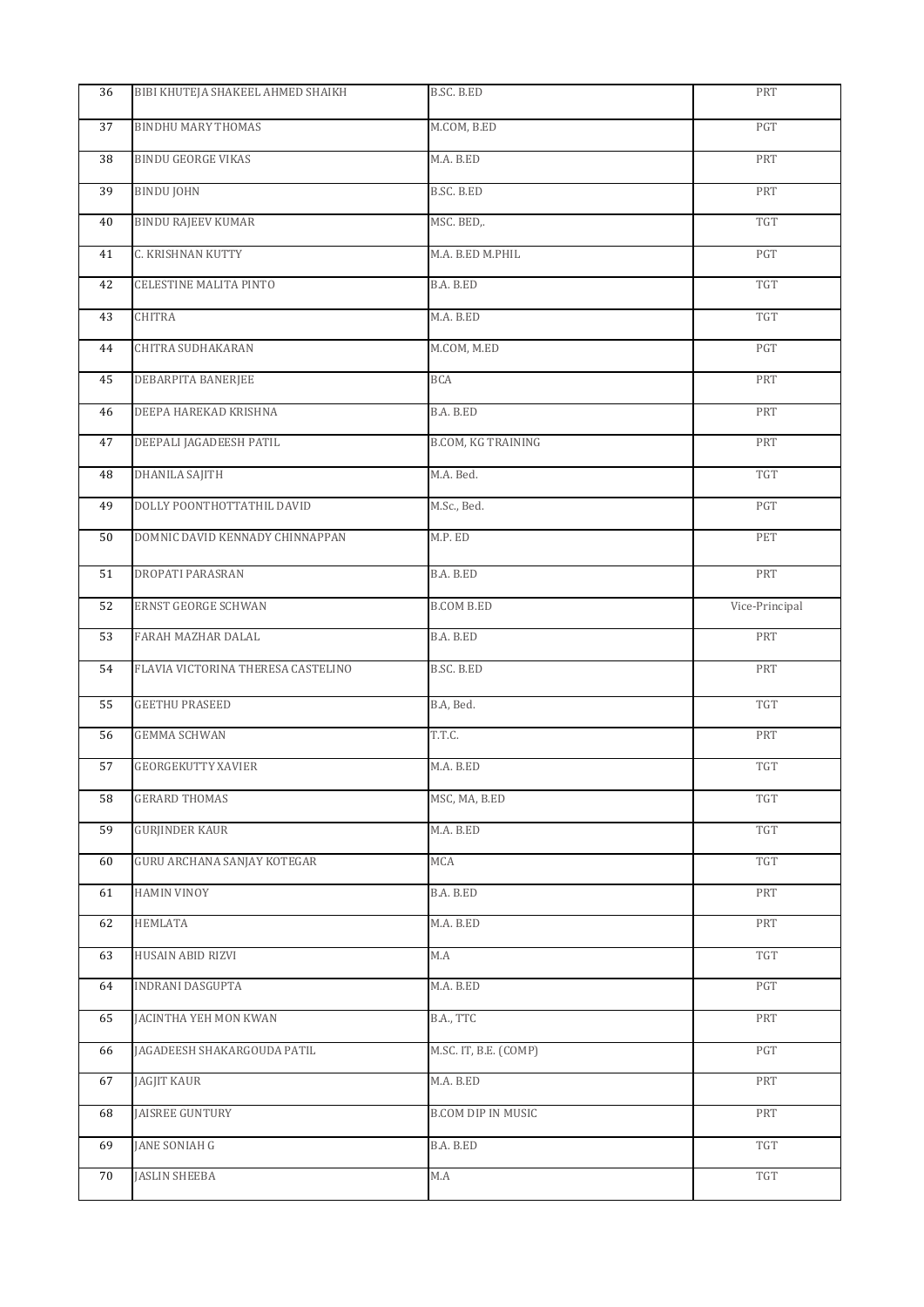| 36 | BIBI KHUTEJA SHAKEEL AHMED SHAIKH | B.SC. B.ED | PRT |
|---|---|---|---|
| 37 | BINDHU MARY THOMAS | M.COM, B.ED | PGT |
| 38 | BINDU GEORGE VIKAS | M.A. B.ED | PRT |
| 39 | BINDU JOHN | B.SC. B.ED | PRT |
| 40 | BINDU RAJEEV KUMAR | MSC. BED,. | TGT |
| 41 | C. KRISHNAN KUTTY | M.A. B.ED M.PHIL | PGT |
| 42 | CELESTINE MALITA PINTO | B.A. B.ED | TGT |
| 43 | CHITRA | M.A. B.ED | TGT |
| 44 | CHITRA SUDHAKARAN | M.COM, M.ED | PGT |
| 45 | DEBARPITA BANERJEE | BCA | PRT |
| 46 | DEEPA HAREKAD KRISHNA | B.A. B.ED | PRT |
| 47 | DEEPALI JAGADEESH PATIL | B.COM, KG TRAINING | PRT |
| 48 | DHANILA SAJITH | M.A. Bed. | TGT |
| 49 | DOLLY POONTHOTTATHIL DAVID | M.Sc., Bed. | PGT |
| 50 | DOMNIC DAVID KENNADY CHINNAPPAN | M.P. ED | PET |
| 51 | DROPATI PARASRAN | B.A. B.ED | PRT |
| 52 | ERNST GEORGE SCHWAN | B.COM B.ED | Vice-Principal |
| 53 | FARAH MAZHAR DALAL | B.A. B.ED | PRT |
| 54 | FLAVIA VICTORINA THERESA CASTELINO | B.SC. B.ED | PRT |
| 55 | GEETHU PRASEED | B.A, Bed. | TGT |
| 56 | GEMMA SCHWAN | T.T.C. | PRT |
| 57 | GEORGEKUTTY XAVIER | M.A. B.ED | TGT |
| 58 | GERARD THOMAS | MSC, MA, B.ED | TGT |
| 59 | GURJINDER KAUR | M.A. B.ED | TGT |
| 60 | GURU ARCHANA SANJAY KOTEGAR | MCA | TGT |
| 61 | HAMIN VINOY | B.A. B.ED | PRT |
| 62 | HEMLATA | M.A. B.ED | PRT |
| 63 | HUSAIN ABID RIZVI | M.A | TGT |
| 64 | INDRANI DASGUPTA | M.A. B.ED | PGT |
| 65 | JACINTHA YEH MON KWAN | B.A., TTC | PRT |
| 66 | JAGADEESH SHAKARGOUDA PATIL | M.SC. IT, B.E. (COMP) | PGT |
| 67 | JAGJIT KAUR | M.A. B.ED | PRT |
| 68 | JAISREE GUNTURY | B.COM DIP IN MUSIC | PRT |
| 69 | JANE SONIAH G | B.A. B.ED | TGT |
| 70 | JASLIN SHEEBA | M.A | TGT |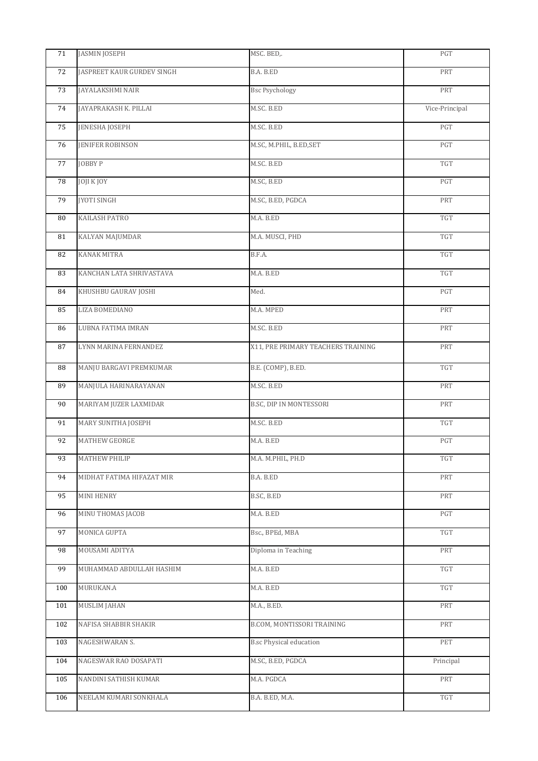| 71 | JASMIN JOSEPH | MSC. BED,. | PGT |
|---|---|---|---|
| 72 | JASPREET KAUR GURDEV SINGH | B.A. B.ED | PRT |
| 73 | JAYALAKSHMI NAIR | Bsc Psychology | PRT |
| 74 | JAYAPRAKASH K. PILLAI | M.SC. B.ED | Vice-Principal |
| 75 | JENESHA JOSEPH | M.SC. B.ED | PGT |
| 76 | JENIFER ROBINSON | M.SC, M.PHIL, B.ED,SET | PGT |
| 77 | JOBBY P | M.SC. B.ED | TGT |
| 78 | JOJI K JOY | M.SC, B.ED | PGT |
| 79 | JYOTI SINGH | M.SC, B.ED, PGDCA | PRT |
| 80 | KAILASH PATRO | M.A. B.ED | TGT |
| 81 | KALYAN MAJUMDAR | M.A. MUSCI, PHD | TGT |
| 82 | KANAK MITRA | B.F.A. | TGT |
| 83 | KANCHAN LATA SHRIVASTAVA | M.A. B.ED | TGT |
| 84 | KHUSHBU GAURAV JOSHI | Med. | PGT |
| 85 | LIZA BOMEDIANO | M.A. MPED | PRT |
| 86 | LUBNA FATIMA IMRAN | M.SC. B.ED | PRT |
| 87 | LYNN MARINA FERNANDEZ | X11, PRE PRIMARY TEACHERS TRAINING | PRT |
| 88 | MANJU BARGAVI PREMKUMAR | B.E. (COMP), B.ED. | TGT |
| 89 | MANJULA HARINARAYANAN | M.SC. B.ED | PRT |
| 90 | MARIYAM JUZER LAXMIDAR | B.SC, DIP IN MONTESSORI | PRT |
| 91 | MARY SUNITHA JOSEPH | M.SC. B.ED | TGT |
| 92 | MATHEW GEORGE | M.A. B.ED | PGT |
| 93 | MATHEW PHILIP | M.A. M.PHIL, PH.D | TGT |
| 94 | MIDHAT FATIMA HIFAZAT MIR | B.A. B.ED | PRT |
| 95 | MINI HENRY | B.SC, B.ED | PRT |
| 96 | MINU THOMAS JACOB | M.A. B.ED | PGT |
| 97 | MONICA GUPTA | Bsc., BPEd, MBA | TGT |
| 98 | MOUSAMI ADITYA | Diploma in Teaching | PRT |
| 99 | MUHAMMAD ABDULLAH HASHIM | M.A. B.ED | TGT |
| 100 | MURUKAN.A | M.A. B.ED | TGT |
| 101 | MUSLIM JAHAN | M.A., B.ED. | PRT |
| 102 | NAFISA SHABBIR SHAKIR | B.COM, MONTISSORI TRAINING | PRT |
| 103 | NAGESHWARAN S. | B.sc Physical education | PET |
| 104 | NAGESWAR RAO DOSAPATI | M.SC, B.ED, PGDCA | Principal |
| 105 | NANDINI SATHISH KUMAR | M.A. PGDCA | PRT |
| 106 | NEELAM KUMARI SONKHALA | B.A. B.ED, M.A. | TGT |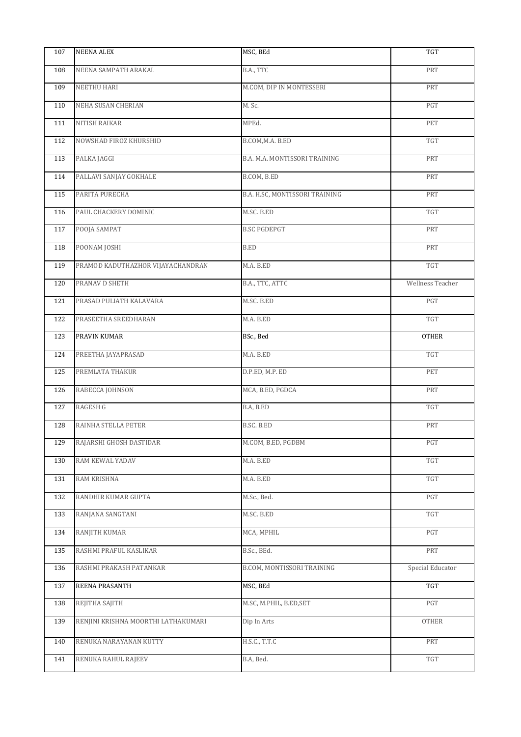| 107 | **NEENA ALEX** | MSC, BEd | TGT |
|---|---|---|---|
| 108 | NEENA SAMPATH ARAKAL | B.A., TTC | PRT |
| 109 | NEETHU HARI | M.COM, DIP IN MONTESSERI | PRT |
| 110 | NEHA SUSAN CHERIAN | M. Sc. | PGT |
| 111 | NITISH RAIKAR | MPEd. | PET |
| 112 | NOWSHAD FIROZ KHURSHID | B.COM,M.A. B.ED | TGT |
| 113 | PALKA JAGGI | B.A. M.A. MONTISSORI TRAINING | PRT |
| 114 | PALLAVI SANJAY GOKHALE | B.COM, B.ED | PRT |
| 115 | PARITA PURECHA | B.A. H.SC, MONTISSORI TRAINING | PRT |
| 116 | PAUL CHACKERY DOMINIC | M.SC. B.ED | TGT |
| 117 | POOJA SAMPAT | B.SC PGDEPGT | PRT |
| 118 | POONAM JOSHI | B.ED | PRT |
| 119 | PRAMOD KADUTHAZHOR VIJAYACHANDRAN | M.A. B.ED | TGT |
| 120 | PRANAV D SHETH | B.A., TTC, ATTC | Wellness Teacher |
| 121 | PRASAD PULIATH KALAVARA | M.SC. B.ED | PGT |
| 122 | PRASEETHA SREEDHARAN | M.A. B.ED | TGT |
| 123 | **PRAVIN KUMAR** | BSc., Bed | **OTHER** |
| 124 | PREETHA JAYAPRASAD | M.A. B.ED | TGT |
| 125 | PREMLATA THAKUR | D.P.ED, M.P. ED | PET |
| 126 | RABECCA JOHNSON | MCA, B.ED, PGDCA | PRT |
| 127 | RAGESH G | B.A, B.ED | TGT |
| 128 | RAINHA STELLA PETER | B.SC. B.ED | PRT |
| 129 | RAJARSHI GHOSH DASTIDAR | M.COM, B.ED, PGDBM | PGT |
| 130 | RAM KEWAL YADAV | M.A. B.ED | TGT |
| 131 | RAM KRISHNA | M.A. B.ED | TGT |
| 132 | RANDHIR KUMAR GUPTA | M.Sc., Bed. | PGT |
| 133 | RANJANA SANGTANI | M.SC. B.ED | TGT |
| 134 | RANJITH KUMAR | MCA, MPHIL | PGT |
| 135 | RASHMI PRAFUL KASLIKAR | B.Sc., BEd. | PRT |
| 136 | RASHMI PRAKASH PATANKAR | B.COM, MONTISSORI TRAINING | Special Educator |
| 137 | **REENA PRASANTH** | MSC, BEd | TGT |
| 138 | REJITHA SAJITH | M.SC, M.PHIL, B.ED,SET | PGT |
| 139 | RENJINI KRISHNA MOORTHI LATHAKUMARI | Dip In Arts | OTHER |
| 140 | RENUKA NARAYANAN KUTTY | H.S.C., T.T.C | PRT |
| 141 | RENUKA RAHUL RAJEEV | B.A, Bed. | TGT |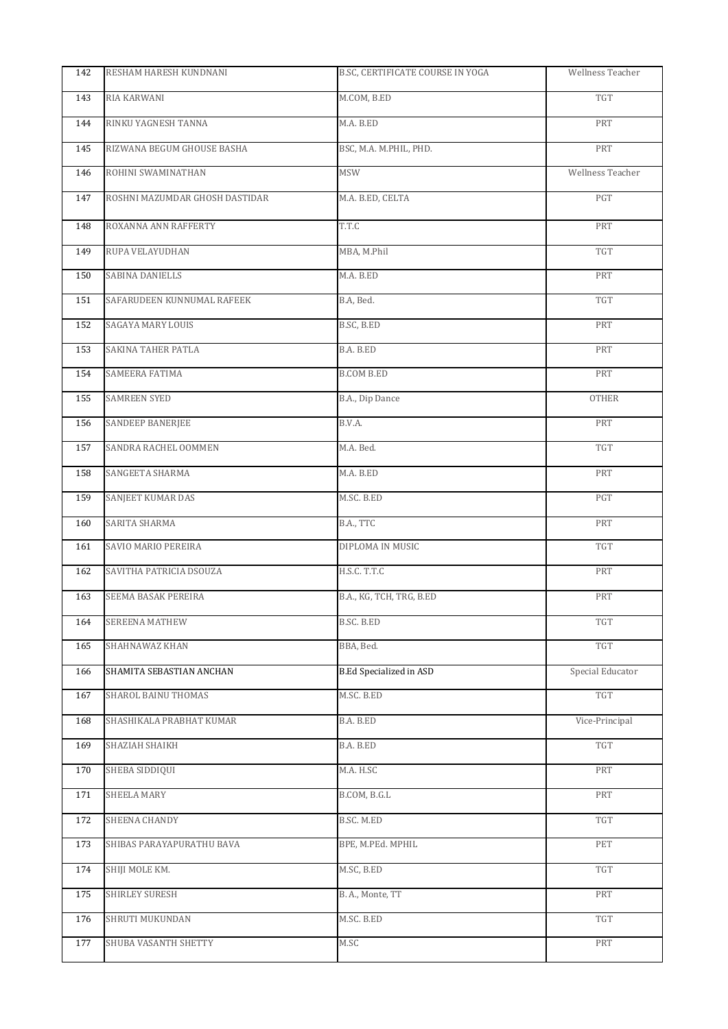| 142 | RESHAM HARESH KUNDNANI | B.SC, CERTIFICATE COURSE IN YOGA | Wellness Teacher |
|---|---|---|---|
| 143 | RIA KARWANI | M.COM, B.ED | TGT |
| 144 | RINKU YAGNESH TANNA | M.A. B.ED | PRT |
| 145 | RIZWANA BEGUM GHOUSE BASHA | BSC, M.A. M.PHIL, PHD. | PRT |
| 146 | ROHINI SWAMINATHAN | MSW | Wellness Teacher |
| 147 | ROSHNI MAZUMDAR GHOSH DASTIDAR | M.A. B.ED, CELTA | PGT |
| 148 | ROXANNA ANN RAFFERTY | T.T.C | PRT |
| 149 | RUPA VELAYUDHAN | MBA, M.Phil | TGT |
| 150 | SABINA DANIELLS | M.A. B.ED | PRT |
| 151 | SAFARUDEEN KUNNUMAL RAFEEK | B.A, Bed. | TGT |
| 152 | SAGAYA MARY LOUIS | B.SC, B.ED | PRT |
| 153 | SAKINA TAHER PATLA | B.A. B.ED | PRT |
| 154 | SAMEERA FATIMA | B.COM B.ED | PRT |
| 155 | SAMREEN SYED | B.A., Dip Dance | OTHER |
| 156 | SANDEEP BANERJEE | B.V.A. | PRT |
| 157 | SANDRA RACHEL OOMMEN | M.A. Bed. | TGT |
| 158 | SANGEETA SHARMA | M.A. B.ED | PRT |
| 159 | SANJEET KUMAR DAS | M.SC. B.ED | PGT |
| 160 | SARITA SHARMA | B.A., TTC | PRT |
| 161 | SAVIO MARIO PEREIRA | DIPLOMA IN MUSIC | TGT |
| 162 | SAVITHA PATRICIA DSOUZA | H.S.C. T.T.C | PRT |
| 163 | SEEMA BASAK PEREIRA | B.A., KG, TCH, TRG, B.ED | PRT |
| 164 | SEREENA MATHEW | B.SC. B.ED | TGT |
| 165 | SHAHNAWAZ KHAN | BBA, Bed. | TGT |
| 166 | SHAMITA SEBASTIAN ANCHAN | B.Ed Specialized in ASD | Special Educator |
| 167 | SHAROL BAINU THOMAS | M.SC. B.ED | TGT |
| 168 | SHASHIKALA PRABHAT KUMAR | B.A. B.ED | Vice-Principal |
| 169 | SHAZIAH SHAIKH | B.A. B.ED | TGT |
| 170 | SHEBA SIDDIQUI | M.A. H.SC | PRT |
| 171 | SHEELA MARY | B.COM, B.G.L | PRT |
| 172 | SHEENA CHANDY | B.SC. M.ED | TGT |
| 173 | SHIBAS PARAYAPURATHU BAVA | BPE, M.PEd. MPHIL | PET |
| 174 | SHIJI MOLE KM. | M.SC, B.ED | TGT |
| 175 | SHIRLEY SURESH | B. A., Monte, TT | PRT |
| 176 | SHRUTI MUKUNDAN | M.SC. B.ED | TGT |
| 177 | SHUBA VASANTH SHETTY | M.SC | PRT |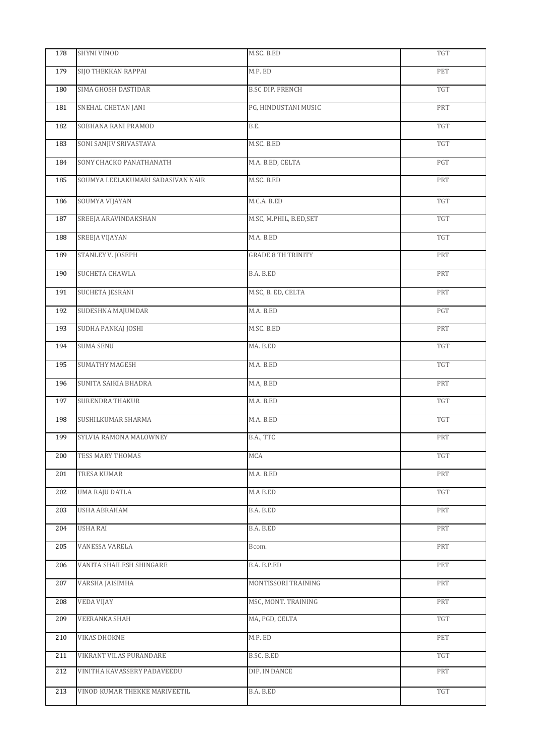| 178 | SHYNI VINOD | M.SC. B.ED | TGT |
|---|---|---|---|
| 179 | SIJO THEKKAN RAPPAI | M.P. ED | PET |
| 180 | SIMA GHOSH DASTIDAR | B.SC DIP. FRENCH | TGT |
| 181 | SNEHAL CHETAN JANI | PG, HINDUSTANI MUSIC | PRT |
| 182 | SOBHANA RANI PRAMOD | B.E. | TGT |
| 183 | SONI SANJIV SRIVASTAVA | M.SC. B.ED | TGT |
| 184 | SONY CHACKO PANATHANATH | M.A. B.ED, CELTA | PGT |
| 185 | SOUMYA LEELAKUMARI SADASIVAN NAIR | M.SC. B.ED | PRT |
| 186 | SOUMYA VIJAYAN | M.C.A. B.ED | TGT |
| 187 | SREEJA ARAVINDAKSHAN | M.SC, M.PHIL, B.ED,SET | TGT |
| 188 | SREEJA VIJAYAN | M.A. B.ED | TGT |
| 189 | STANLEY V. JOSEPH | GRADE 8 TH TRINITY | PRT |
| 190 | SUCHETA CHAWLA | B.A. B.ED | PRT |
| 191 | SUCHETA JESRANI | M.SC, B. ED, CELTA | PRT |
| 192 | SUDESHNA MAJUMDAR | M.A. B.ED | PGT |
| 193 | SUDHA PANKAJ JOSHI | M.SC. B.ED | PRT |
| 194 | SUMA SENU | MA. B.ED | TGT |
| 195 | SUMATHY MAGESH | M.A. B.ED | TGT |
| 196 | SUNITA SAIKIA BHADRA | M.A, B.ED | PRT |
| 197 | SURENDRA THAKUR | M.A. B.ED | TGT |
| 198 | SUSHILKUMAR SHARMA | M.A. B.ED | TGT |
| 199 | SYLVIA RAMONA MALOWNEY | B.A., TTC | PRT |
| 200 | TESS MARY THOMAS | MCA | TGT |
| 201 | TRESA KUMAR | M.A. B.ED | PRT |
| 202 | UMA RAJU DATLA | M.A B.ED | TGT |
| 203 | USHA ABRAHAM | B.A. B.ED | PRT |
| 204 | USHA RAI | B.A. B.ED | PRT |
| 205 | VANESSA VARELA | Bcom. | PRT |
| 206 | VANITA SHAILESH SHINGARE | B.A. B.P.ED | PET |
| 207 | VARSHA JAISIMHA | MONTISSORI TRAINING | PRT |
| 208 | VEDA VIJAY | MSC, MONT. TRAINING | PRT |
| 209 | VEERANKA SHAH | MA, PGD, CELTA | TGT |
| 210 | VIKAS DHOKNE | M.P. ED | PET |
| 211 | VIKRANT VILAS PURANDARE | B.SC. B.ED | TGT |
| 212 | VINITHA KAVASSERY PADAVEEDU | DIP. IN DANCE | PRT |
| 213 | VINOD KUMAR THEKKE MARIVEETIL | B.A. B.ED | TGT |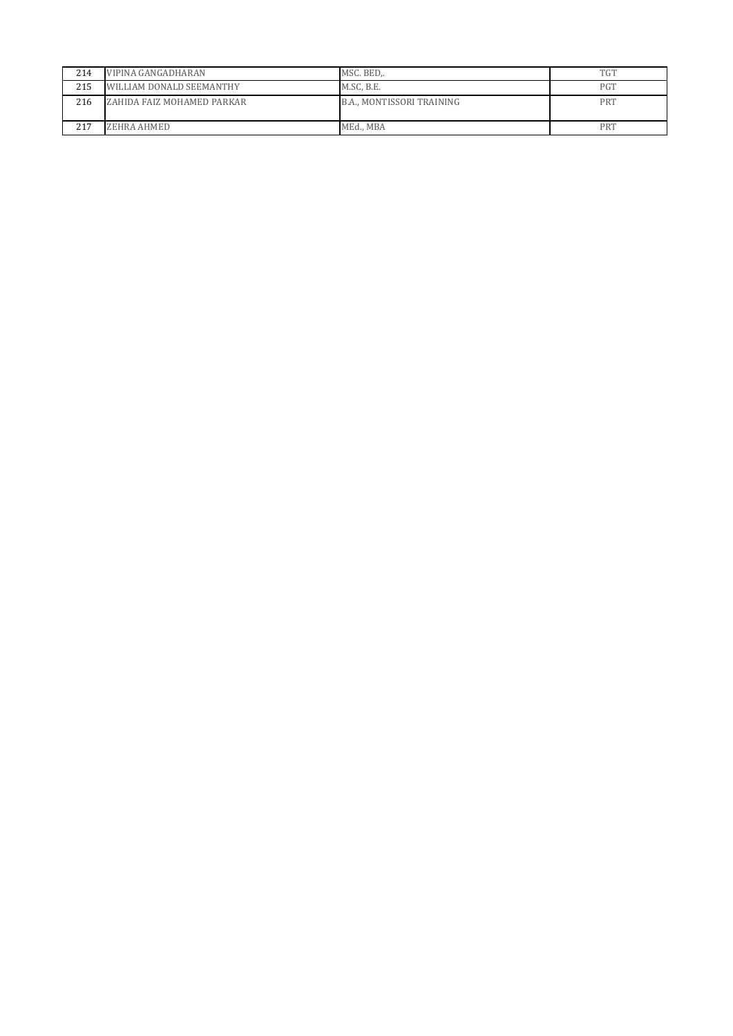| | | | |
|---|---|---|---|
| 214 | VIPINA GANGADHARAN | MSC. BED,. | TGT |
| 215 | WILLIAM DONALD SEEMANTHY | M.SC, B.E. | PGT |
| 216 | ZAHIDA FAIZ MOHAMED PARKAR | B.A., MONTISSORI TRAINING | PRT |
| 217 | ZEHRA AHMED | MEd., MBA | PRT |